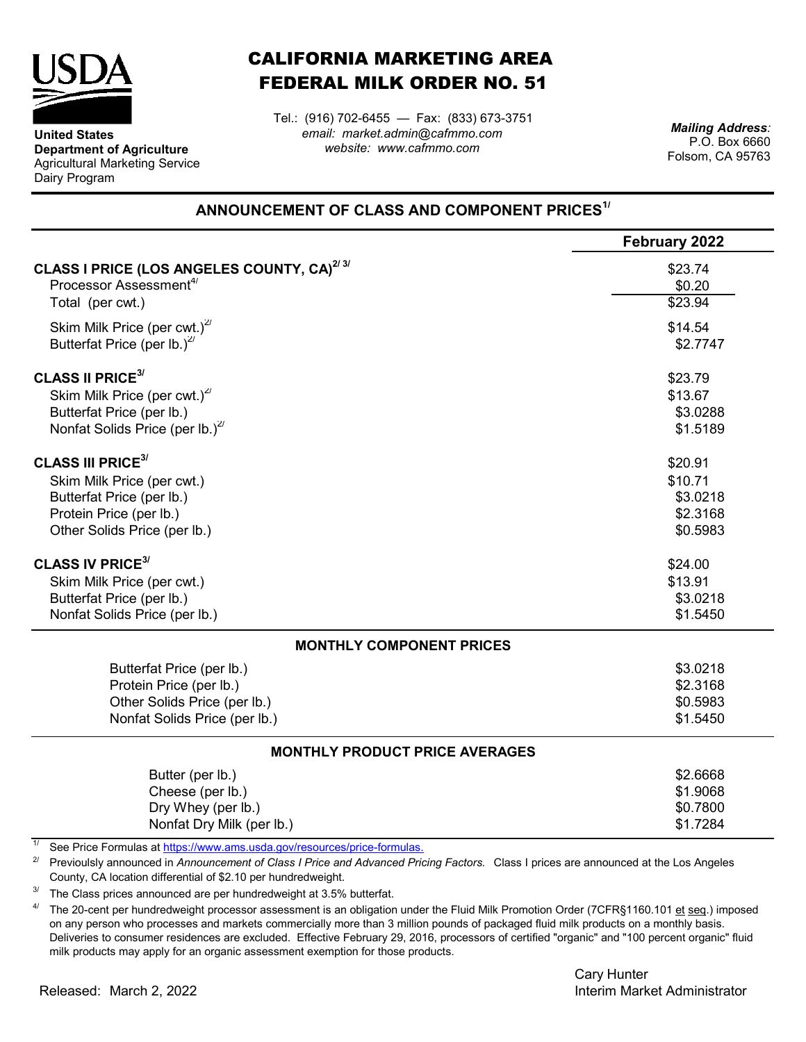United States Department of Agriculture
Agricultural Marketing Service
Dairy Program

# CALIFORNIA MARKETING AREA FEDERAL MILK ORDER NO. 51

Tel.: (916) 702-6455 — Fax: (833) 673-3751
*email: market.admin@cafmmo.com*
*website: www.cafmmo.com*

*Mailing Address:*
P.O. Box 6660
Folsom, CA 95763

## ANNOUNCEMENT OF CLASS AND COMPONENT PRICES[1/]

| | February 2022 |
|---|---|
| **CLASS I PRICE (LOS ANGELES COUNTY, CA)[2/ 3/]** | $23.74 |
| Processor Assessment[4/] | $0.20 |
| Total (per cwt.) | $23.94 |
| Skim Milk Price (per cwt.)[2/] | $14.54 |
| Butterfat Price (per lb.)[2/] | $2.7747 |
| **CLASS II PRICE[3/]** | $23.79 |
| Skim Milk Price (per cwt.)[2/] | $13.67 |
| Butterfat Price (per lb.) | $3.0288 |
| Nonfat Solids Price (per lb.)[2/] | $1.5189 |
| **CLASS III PRICE[3/]** | $20.91 |
| Skim Milk Price (per cwt.) | $10.71 |
| Butterfat Price (per lb.) | $3.0218 |
| Protein Price (per lb.) | $2.3168 |
| Other Solids Price (per lb.) | $0.5983 |
| **CLASS IV PRICE[3/]** | $24.00 |
| Skim Milk Price (per cwt.) | $13.91 |
| Butterfat Price (per lb.) | $3.0218 |
| Nonfat Solids Price (per lb.) | $1.5450 |
| **MONTHLY COMPONENT PRICES** | |
| Butterfat Price (per lb.) | $3.0218 |
| Protein Price (per lb.) | $2.3168 |
| Other Solids Price (per lb.) | $0.5983 |
| Nonfat Solids Price (per lb.) | $1.5450 |
| **MONTHLY PRODUCT PRICE AVERAGES** | |
| Butter (per lb.) | $2.6668 |
| Cheese (per lb.) | $1.9068 |
| Dry Whey (per lb.) | $0.7800 |
| Nonfat Dry Milk (per lb.) | $1.7284 |

[1/] See Price Formulas at https://www.ams.usda.gov/resources/price-formulas.

[2/] Previoulsly announced in *Announcement of Class I Price and Advanced Pricing Factors.* Class I prices are announced at the Los Angeles County, CA location differential of $2.10 per hundredweight.

[3/] The Class prices announced are per hundredweight at 3.5% butterfat.

[4/] The 20-cent per hundredweight processor assessment is an obligation under the Fluid Milk Promotion Order (7CFR§1160.101 et seq.) imposed on any person who processes and markets commercially more than 3 million pounds of packaged fluid milk products on a monthly basis. Deliveries to consumer residences are excluded. Effective February 29, 2016, processors of certified "organic" and "100 percent organic" fluid milk products may apply for an organic assessment exemption for those products.

Released: March 2, 2022

Cary Hunter
Interim Market Administrator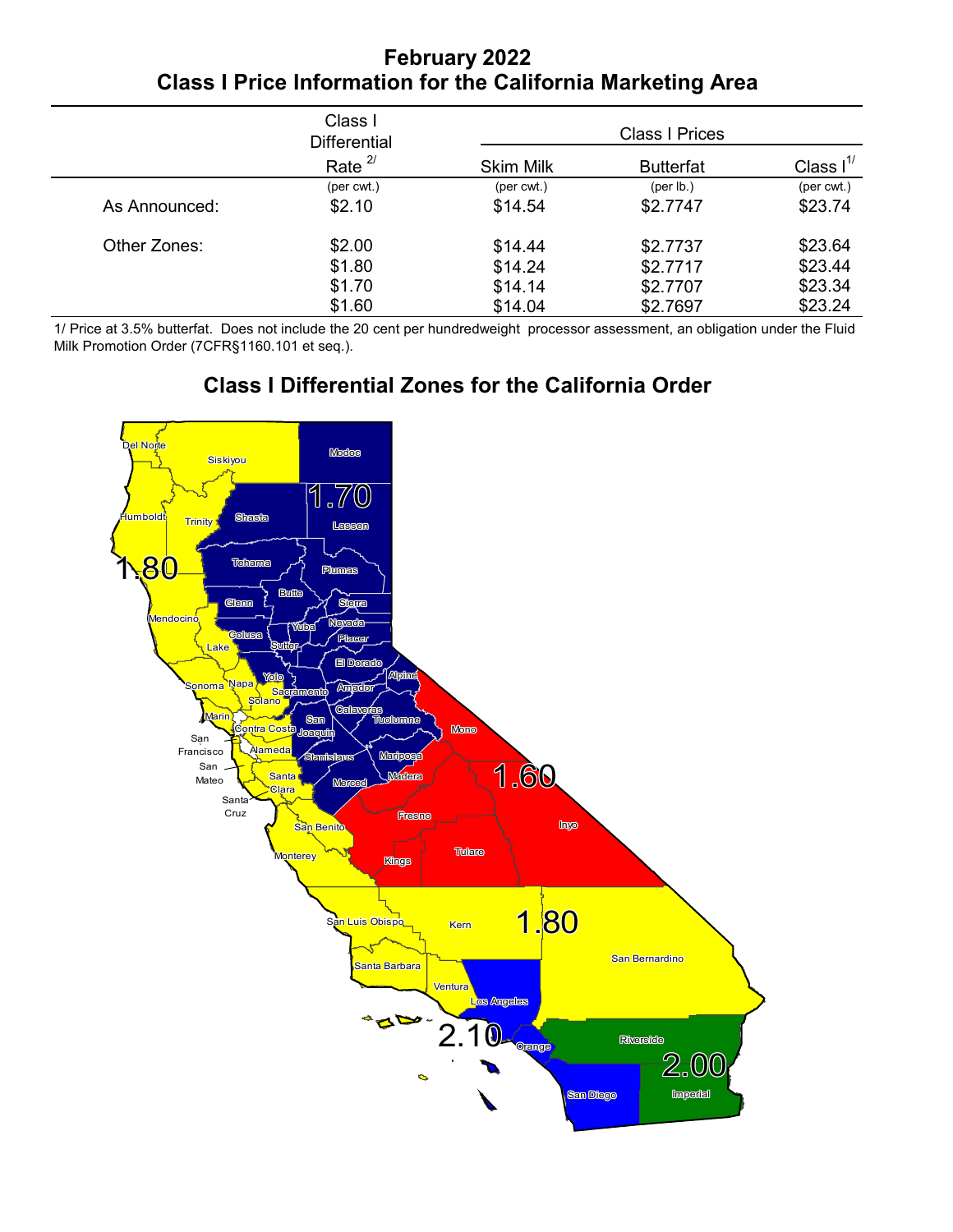# February 2022
# Class I Price Information for the California Marketing Area

| | Class I Differential Rate [2/] | Class I Prices | | |
|---|---|---|---|---|
| | | Skim Milk | Butterfat | Class I [1/] |
| | (per cwt.) | (per cwt.) | (per lb.) | (per cwt.) |
| As Announced: | $2.10 | $14.54 | $2.7747 | $23.74 |
| Other Zones: | $2.00 | $14.44 | $2.7737 | $23.64 |
| | $1.80 | $14.24 | $2.7717 | $23.44 |
| | $1.70 | $14.14 | $2.7707 | $23.34 |
| | $1.60 | $14.04 | $2.7697 | $23.24 |

1/ Price at 3.5% butterfat. Does not include the 20 cent per hundredweight processor assessment, an obligation under the Fluid Milk Promotion Order (7CFR§1160.101 et seq.).

## Class I Differential Zones for the California Order

1.70
1.80
1.60
1.80
2.10
2.00

Del Norte, Siskiyou, Modoc, Humboldt, Trinity, Shasta, Lassen, Tehama, Plumas, Butte, Glenn, Sierra, Mendocino, Yuba, Nevada, Colusa, Placer, Lake, Sutter, El Dorado, Yolo, Alpine, Sonoma, Napa, Amador, Sacramento, Solano, Calaveras, Marin, Tuolumne, San Joaquin, Mono, Contra Costa, San Francisco, Alameda, Stanislaus, Mariposa, San Mateo, Santa Clara, Madera, Merced, Santa Cruz, Fresno, Inyo, San Benito, Tulare, Monterey, Kings, San Luis Obispo, Kern, San Bernardino, Santa Barbara, Ventura, Los Angeles, Orange, Riverside, San Diego, Imperial